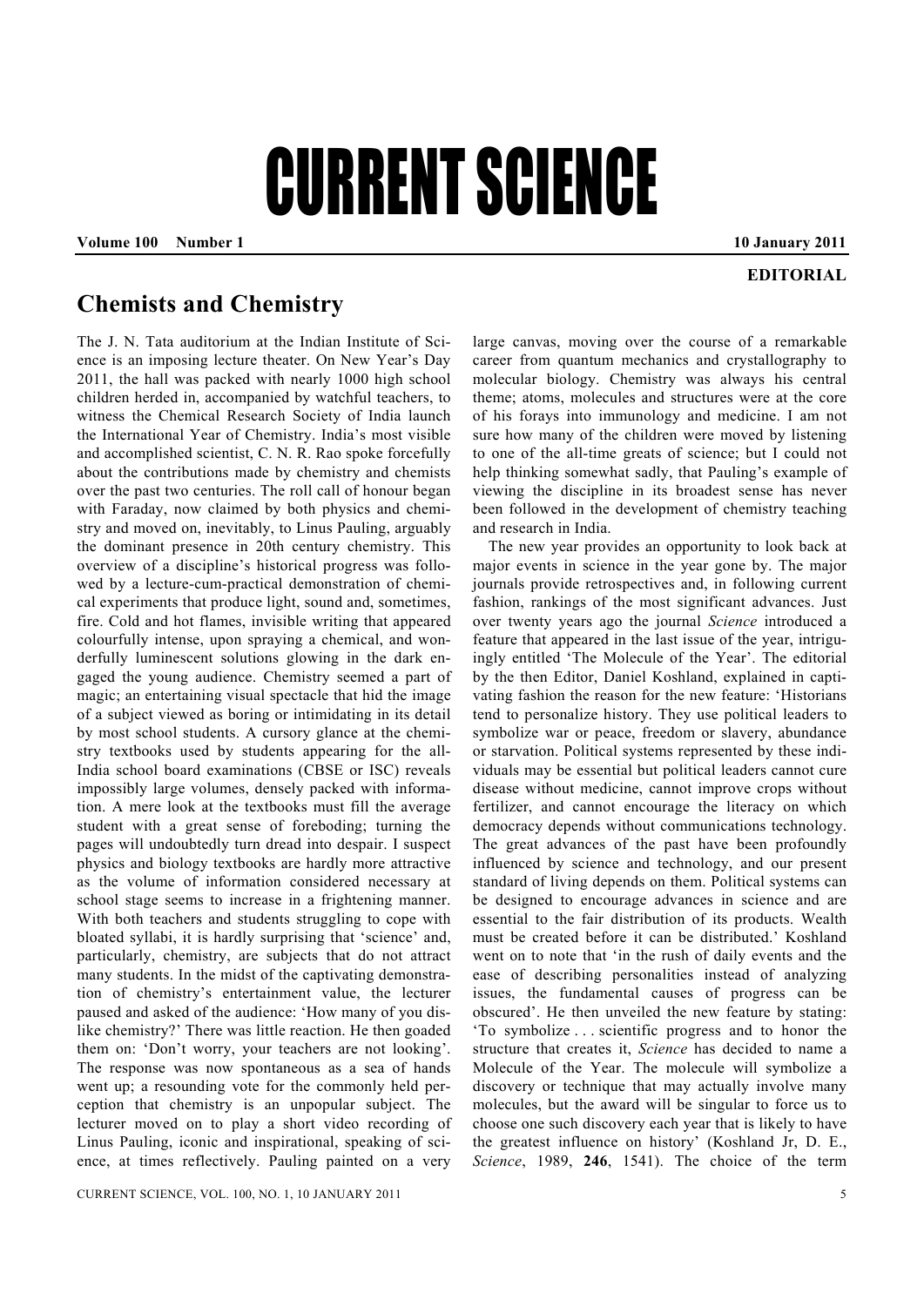# CURRENT SCIENCE

**Volume 100 Number 1 10 January 2011**

**EDITORIAL**

## Chemists and Chemistry

The J. N. Tata auditorium at the Indian Institute of Science is an imposing lecture theater. On New Year's Day 2011, the hall was packed with nearly 1000 high school children herded in, accompanied by watchful teachers, to witness the Chemical Research Society of India launch the International Year of Chemistry. India's most visible and accomplished scientist, C. N. R. Rao spoke forcefully about the contributions made by chemistry and chemists over the past two centuries. The roll call of honour began with Faraday, now claimed by both physics and chemistry and moved on, inevitably, to Linus Pauling, arguably the dominant presence in 20th century chemistry. This overview of a discipline's historical progress was followed by a lecture-cum-practical demonstration of chemical experiments that produce light, sound and, sometimes, fire. Cold and hot flames, invisible writing that appeared colourfully intense, upon spraying a chemical, and wonderfully luminescent solutions glowing in the dark engaged the young audience. Chemistry seemed a part of magic; an entertaining visual spectacle that hid the image of a subject viewed as boring or intimidating in its detail by most school students. A cursory glance at the chemistry textbooks used by students appearing for the all-India school board examinations (CBSE or ISC) reveals impossibly large volumes, densely packed with information. A mere look at the textbooks must fill the average student with a great sense of foreboding; turning the pages will undoubtedly turn dread into despair. I suspect physics and biology textbooks are hardly more attractive as the volume of information considered necessary at school stage seems to increase in a frightening manner. With both teachers and students struggling to cope with bloated syllabi, it is hardly surprising that 'science' and, particularly, chemistry, are subjects that do not attract many students. In the midst of the captivating demonstration of chemistry's entertainment value, the lecturer paused and asked of the audience: 'How many of you dislike chemistry?' There was little reaction. He then goaded them on: 'Don't worry, your teachers are not looking'. The response was now spontaneous as a sea of hands went up; a resounding vote for the commonly held perception that chemistry is an unpopular subject. The lecturer moved on to play a short video recording of Linus Pauling, iconic and inspirational, speaking of science, at times reflectively. Pauling painted on a very large canvas, moving over the course of a remarkable career from quantum mechanics and crystallography to molecular biology. Chemistry was always his central theme; atoms, molecules and structures were at the core of his forays into immunology and medicine. I am not sure how many of the children were moved by listening to one of the all-time greats of science; but I could not help thinking somewhat sadly, that Pauling's example of viewing the discipline in its broadest sense has never been followed in the development of chemistry teaching and research in India.

The new year provides an opportunity to look back at major events in science in the year gone by. The major journals provide retrospectives and, in following current fashion, rankings of the most significant advances. Just over twenty years ago the journal *Science* introduced a feature that appeared in the last issue of the year, intriguingly entitled 'The Molecule of the Year'. The editorial by the then Editor, Daniel Koshland, explained in captivating fashion the reason for the new feature: 'Historians tend to personalize history. They use political leaders to symbolize war or peace, freedom or slavery, abundance or starvation. Political systems represented by these individuals may be essential but political leaders cannot cure disease without medicine, cannot improve crops without fertilizer, and cannot encourage the literacy on which democracy depends without communications technology. The great advances of the past have been profoundly influenced by science and technology, and our present standard of living depends on them. Political systems can be designed to encourage advances in science and are essential to the fair distribution of its products. Wealth must be created before it can be distributed.' Koshland went on to note that 'in the rush of daily events and the ease of describing personalities instead of analyzing issues, the fundamental causes of progress can be obscured'. He then unveiled the new feature by stating: 'To symbolize . . . scientific progress and to honor the structure that creates it, *Science* has decided to name a Molecule of the Year. The molecule will symbolize a discovery or technique that may actually involve many molecules, but the award will be singular to force us to choose one such discovery each year that is likely to have the greatest influence on history' (Koshland Jr, D. E., *Science*, 1989, **246**, 1541). The choice of the term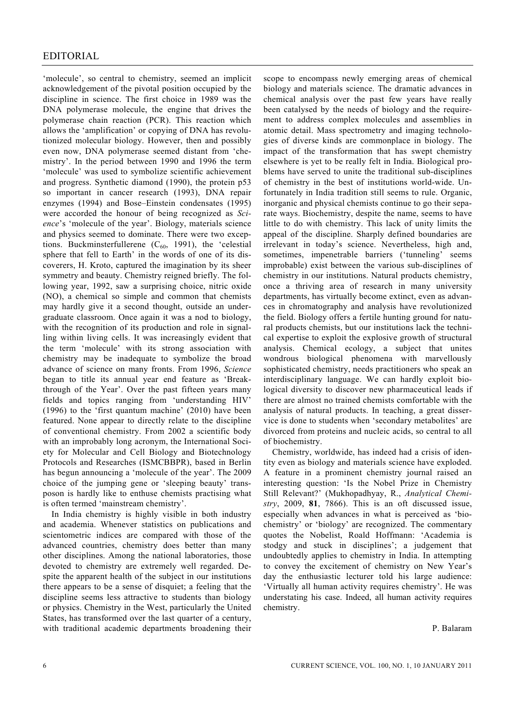'molecule', so central to chemistry, seemed an implicit acknowledgement of the pivotal position occupied by the discipline in science. The first choice in 1989 was the DNA polymerase molecule, the engine that drives the polymerase chain reaction (PCR). This reaction which allows the 'amplification' or copying of DNA has revolutionized molecular biology. However, then and possibly even now, DNA polymerase seemed distant from 'chemistry'. In the period between 1990 and 1996 the term 'molecule' was used to symbolize scientific achievement and progress. Synthetic diamond (1990), the protein p53 so important in cancer research (1993), DNA repair enzymes (1994) and Bose–Einstein condensates (1995) were accorded the honour of being recognized as *Science*'s 'molecule of the year'. Biology, materials science and physics seemed to dominate. There were two exceptions. Buckminsterfullerene ($C_{60}$, 1991), the 'celestial sphere that fell to Earth' in the words of one of its discoverers, H. Kroto, captured the imagination by its sheer symmetry and beauty. Chemistry reigned briefly. The following year, 1992, saw a surprising choice, nitric oxide (NO), a chemical so simple and common that chemists may hardly give it a second thought, outside an undergraduate classroom. Once again it was a nod to biology, with the recognition of its production and role in signalling within living cells. It was increasingly evident that the term 'molecule' with its strong association with chemistry may be inadequate to symbolize the broad advance of science on many fronts. From 1996, *Science* began to title its annual year end feature as 'Breakthrough of the Year'. Over the past fifteen years many fields and topics ranging from 'understanding HIV' (1996) to the 'first quantum machine' (2010) have been featured. None appear to directly relate to the discipline of conventional chemistry. From 2002 a scientific body with an improbably long acronym, the International Society for Molecular and Cell Biology and Biotechnology Protocols and Researches (ISMCBBPR), based in Berlin has begun announcing a 'molecule of the year'. The 2009 choice of the jumping gene or 'sleeping beauty' transposon is hardly like to enthuse chemists practising what is often termed 'mainstream chemistry'.

In India chemistry is highly visible in both industry and academia. Whenever statistics on publications and scientometric indices are compared with those of the advanced countries, chemistry does better than many other disciplines. Among the national laboratories, those devoted to chemistry are extremely well regarded. Despite the apparent health of the subject in our institutions there appears to be a sense of disquiet; a feeling that the discipline seems less attractive to students than biology or physics. Chemistry in the West, particularly the United States, has transformed over the last quarter of a century, with traditional academic departments broadening their scope to encompass newly emerging areas of chemical biology and materials science. The dramatic advances in chemical analysis over the past few years have really been catalysed by the needs of biology and the requirement to address complex molecules and assemblies in atomic detail. Mass spectrometry and imaging technologies of diverse kinds are commonplace in biology. The impact of the transformation that has swept chemistry elsewhere is yet to be really felt in India. Biological problems have served to unite the traditional sub-disciplines of chemistry in the best of institutions world-wide. Unfortunately in India tradition still seems to rule. Organic, inorganic and physical chemists continue to go their separate ways. Biochemistry, despite the name, seems to have little to do with chemistry. This lack of unity limits the appeal of the discipline. Sharply defined boundaries are irrelevant in today's science. Nevertheless, high and, sometimes, impenetrable barriers ('tunneling' seems improbable) exist between the various sub-disciplines of chemistry in our institutions. Natural products chemistry, once a thriving area of research in many university departments, has virtually become extinct, even as advances in chromatography and analysis have revolutionized the field. Biology offers a fertile hunting ground for natural products chemists, but our institutions lack the technical expertise to exploit the explosive growth of structural analysis. Chemical ecology, a subject that unites wondrous biological phenomena with marvellously sophisticated chemistry, needs practitioners who speak an interdisciplinary language. We can hardly exploit biological diversity to discover new pharmaceutical leads if there are almost no trained chemists comfortable with the analysis of natural products. In teaching, a great disservice is done to students when 'secondary metabolites' are divorced from proteins and nucleic acids, so central to all of biochemistry.

Chemistry, worldwide, has indeed had a crisis of identity even as biology and materials science have exploded. A feature in a prominent chemistry journal raised an interesting question: 'Is the Nobel Prize in Chemistry Still Relevant?' (Mukhopadhyay, R., *Analytical Chemistry*, 2009, **81**, 7866). This is an oft discussed issue, especially when advances in what is perceived as 'biochemistry' or 'biology' are recognized. The commentary quotes the Nobelist, Roald Hoffmann: 'Academia is stodgy and stuck in disciplines'; a judgement that undoubtedly applies to chemistry in India. In attempting to convey the excitement of chemistry on New Year's day the enthusiastic lecturer told his large audience: 'Virtually all human activity requires chemistry'. He was understating his case. Indeed, all human activity requires chemistry.

P. Balaram